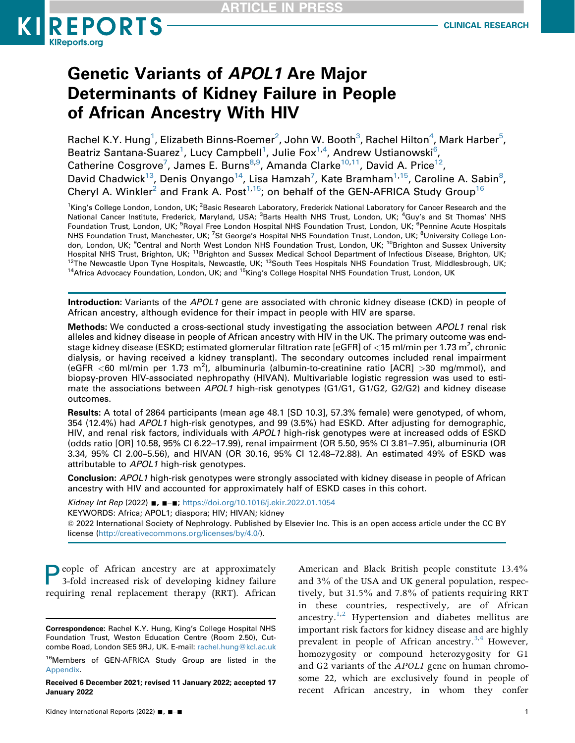# Genetic Variants of *APOL1* Are Major Determinants of Kidney Failure in People of African Ancestry With HIV

Rachel K.Y. Hung[1], Elizabeth Binns-Roemer[2], John W. Booth[3], Rachel Hilton[4], Mark Harber[5], Beatriz Santana-Suarez[1], Lucy Campbell[1], Julie Fox[1,4], Andrew Ustianowski[6], Catherine Cosgrove[7], James E. Burns[8,9], Amanda Clarke[10,11], David A. Price[12], David Chadwick[13], Denis Onyango[14], Lisa Hamzah[7], Kate Bramham[1,15], Caroline A. Sabin[8], Cheryl A. Winkler[2] and Frank A. Post[1,15]; on behalf of the GEN-AFRICA Study Group[16]

[1]King's College London, London, UK; [2]Basic Research Laboratory, Frederick National Laboratory for Cancer Research and the National Cancer Institute, Frederick, Maryland, USA; [3]Barts Health NHS Trust, London, UK; [4]Guy's and St Thomas' NHS Foundation Trust, London, UK; [5]Royal Free London Hospital NHS Foundation Trust, London, UK; [6]Pennine Acute Hospitals NHS Foundation Trust, Manchester, UK; [7]St George's Hospital NHS Foundation Trust, London, UK; [8]University College London, London, UK; [9]Central and North West London NHS Foundation Trust, London, UK; [10]Brighton and Sussex University Hospital NHS Trust, Brighton, UK; [11]Brighton and Sussex Medical School Department of Infectious Disease, Brighton, UK; [12]The Newcastle Upon Tyne Hospitals, Newcastle, UK; [13]South Tees Hospitals NHS Foundation Trust, Middlesbrough, UK; [14]Africa Advocacy Foundation, London, UK; and [15]King's College Hospital NHS Foundation Trust, London, UK

**Introduction**: Variants of the *APOL1* gene are associated with chronic kidney disease (CKD) in people of African ancestry, although evidence for their impact in people with HIV are sparse.

**Methods:** We conducted a cross-sectional study investigating the association between *APOL1* renal risk alleles and kidney disease in people of African ancestry with HIV in the UK. The primary outcome was end-stage kidney disease (ESKD; estimated glomerular filtration rate [eGFR] of $<$15 ml/min per 1.73 $m^2$, chronic dialysis, or having received a kidney transplant). The secondary outcomes included renal impairment (eGFR $<$60 ml/min per 1.73 $m^2$), albuminuria (albumin-to-creatinine ratio [ACR] $>$30 mg/mmol), and biopsy-proven HIV-associated nephropathy (HIVAN). Multivariable logistic regression was used to estimate the associations between *APOL1* high-risk genotypes (G1/G1, G1/G2, G2/G2) and kidney disease outcomes.

**Results:** A total of 2864 participants (mean age 48.1 [SD 10.3], 57.3% female) were genotyped, of whom, 354 (12.4%) had *APOL1* high-risk genotypes, and 99 (3.5%) had ESKD. After adjusting for demographic, HIV, and renal risk factors, individuals with *APOL1* high-risk genotypes were at increased odds of ESKD (odds ratio [OR] 10.58, 95% CI 6.22–17.99), renal impairment (OR 5.50, 95% CI 3.81–7.95), albuminuria (OR 3.34, 95% CI 2.00–5.56), and HIVAN (OR 30.16, 95% CI 12.48–72.88). An estimated 49% of ESKD was attributable to *APOL1* high-risk genotypes.

**Conclusion:** *APOL1* high-risk genotypes were strongly associated with kidney disease in people of African ancestry with HIV and accounted for approximately half of ESKD cases in this cohort.

*Kidney Int Rep* (2022) ■, ■–■; https://doi.org/10.1016/j.ekir.2022.01.1054

KEYWORDS: Africa; APOL1; diaspora; HIV; HIVAN; kidney

© 2022 International Society of Nephrology. Published by Elsevier Inc. This is an open access article under the CC BY license (http://creativecommons.org/licenses/by/4.0/).

People of African ancestry are at approximately 3-fold increased risk of developing kidney failure requiring renal replacement therapy (RRT). African American and Black British people constitute 13.4% and 3% of the USA and UK general population, respectively, but 31.5% and 7.8% of patients requiring RRT in these countries, respectively, are of African ancestry.[1,2] Hypertension and diabetes mellitus are important risk factors for kidney disease and are highly prevalent in people of African ancestry.[3,4] However, homozygosity or compound heterozygosity for G1 and G2 variants of the *APOL1* gene on human chromosome 22, which are exclusively found in people of recent African ancestry, in whom they confer

**Correspondence:** Rachel K.Y. Hung, King's College Hospital NHS Foundation Trust, Weston Education Centre (Room 2.50), Cutcombe Road, London SE5 9RJ, UK. E-mail: rachel.hung@kcl.ac.uk

[16]Members of GEN-AFRICA Study Group are listed in the Appendix.

**Received 6 December 2021; revised 11 January 2022; accepted 17 January 2022**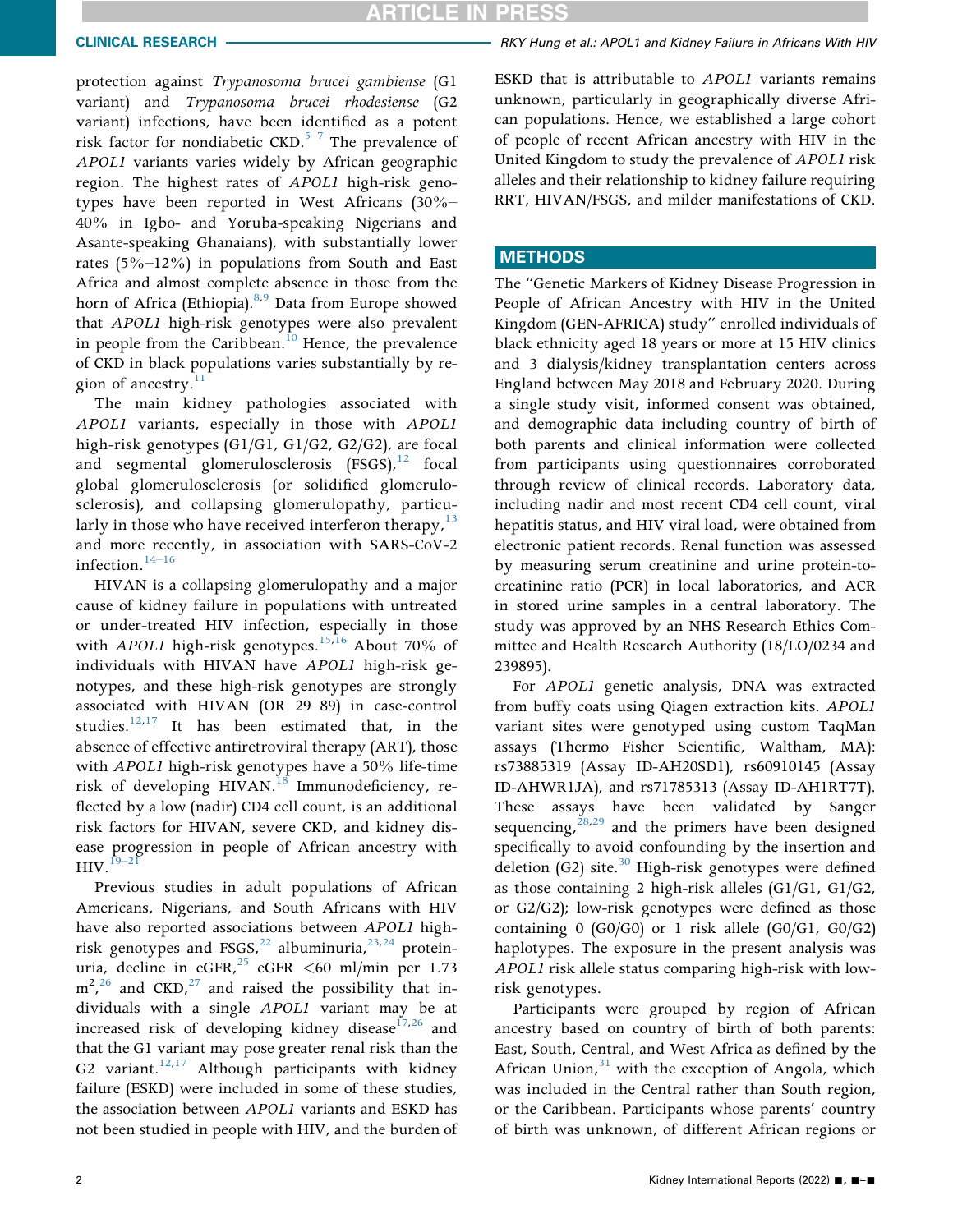protection against *Trypanosoma brucei gambiense* (G1 variant) and *Trypanosoma brucei rhodesiense* (G2 variant) infections, have been identified as a potent risk factor for nondiabetic CKD.[5–7] The prevalence of *APOL1* variants varies widely by African geographic region. The highest rates of *APOL1* high-risk genotypes have been reported in West Africans (30%–40% in Igbo- and Yoruba-speaking Nigerians and Asante-speaking Ghanaians), with substantially lower rates (5%–12%) in populations from South and East Africa and almost complete absence in those from the horn of Africa (Ethiopia).[8,9] Data from Europe showed that *APOL1* high-risk genotypes were also prevalent in people from the Caribbean.[10] Hence, the prevalence of CKD in black populations varies substantially by region of ancestry.[11]

The main kidney pathologies associated with *APOL1* variants, especially in those with *APOL1* high-risk genotypes (G1/G1, G1/G2, G2/G2), are focal and segmental glomerulosclerosis (FSGS),[12] focal global glomerulosclerosis (or solidified glomerulosclerosis), and collapsing glomerulopathy, particularly in those who have received interferon therapy,[13] and more recently, in association with SARS-CoV-2 infection.[14–16]

HIVAN is a collapsing glomerulopathy and a major cause of kidney failure in populations with untreated or under-treated HIV infection, especially in those with *APOL1* high-risk genotypes.[15,16] About 70% of individuals with HIVAN have *APOL1* high-risk genotypes, and these high-risk genotypes are strongly associated with HIVAN (OR 29–89) in case-control studies.[12,17] It has been estimated that, in the absence of effective antiretroviral therapy (ART), those with *APOL1* high-risk genotypes have a 50% life-time risk of developing HIVAN.[18] Immunodeficiency, reflected by a low (nadir) CD4 cell count, is an additional risk factors for HIVAN, severe CKD, and kidney disease progression in people of African ancestry with HIV.[19–21]

Previous studies in adult populations of African Americans, Nigerians, and South Africans with HIV have also reported associations between *APOL1* high-risk genotypes and FSGS,[22] albuminuria,[23,24] proteinuria, decline in eGFR,[25] eGFR <60 ml/min per 1.73 $m^2$,[26] and CKD,[27] and raised the possibility that individuals with a single *APOL1* variant may be at increased risk of developing kidney disease[17,26] and that the G1 variant may pose greater renal risk than the G2 variant.[12,17] Although participants with kidney failure (ESKD) were included in some of these studies, the association between *APOL1* variants and ESKD has not been studied in people with HIV, and the burden of ESKD that is attributable to *APOL1* variants remains unknown, particularly in geographically diverse African populations. Hence, we established a large cohort of people of recent African ancestry with HIV in the United Kingdom to study the prevalence of *APOL1* risk alleles and their relationship to kidney failure requiring RRT, HIVAN/FSGS, and milder manifestations of CKD.

## METHODS

The "Genetic Markers of Kidney Disease Progression in People of African Ancestry with HIV in the United Kingdom (GEN-AFRICA) study" enrolled individuals of black ethnicity aged 18 years or more at 15 HIV clinics and 3 dialysis/kidney transplantation centers across England between May 2018 and February 2020. During a single study visit, informed consent was obtained, and demographic data including country of birth of both parents and clinical information were collected from participants using questionnaires corroborated through review of clinical records. Laboratory data, including nadir and most recent CD4 cell count, viral hepatitis status, and HIV viral load, were obtained from electronic patient records. Renal function was assessed by measuring serum creatinine and urine protein-to-creatinine ratio (PCR) in local laboratories, and ACR in stored urine samples in a central laboratory. The study was approved by an NHS Research Ethics Committee and Health Research Authority (18/LO/0234 and 239895).

For *APOL1* genetic analysis, DNA was extracted from buffy coats using Qiagen extraction kits. *APOL1* variant sites were genotyped using custom TaqMan assays (Thermo Fisher Scientific, Waltham, MA): rs73885319 (Assay ID-AH20SD1), rs60910145 (Assay ID-AHWR1JA), and rs71785313 (Assay ID-AH1RT7T). These assays have been validated by Sanger sequencing,[28,29] and the primers have been designed specifically to avoid confounding by the insertion and deletion (G2) site.[30] High-risk genotypes were defined as those containing 2 high-risk alleles (G1/G1, G1/G2, or G2/G2); low-risk genotypes were defined as those containing 0 (G0/G0) or 1 risk allele (G0/G1, G0/G2) haplotypes. The exposure in the present analysis was *APOL1* risk allele status comparing high-risk with low-risk genotypes.

Participants were grouped by region of African ancestry based on country of birth of both parents: East, South, Central, and West Africa as defined by the African Union,[31] with the exception of Angola, which was included in the Central rather than South region, or the Caribbean. Participants whose parents' country of birth was unknown, of different African regions or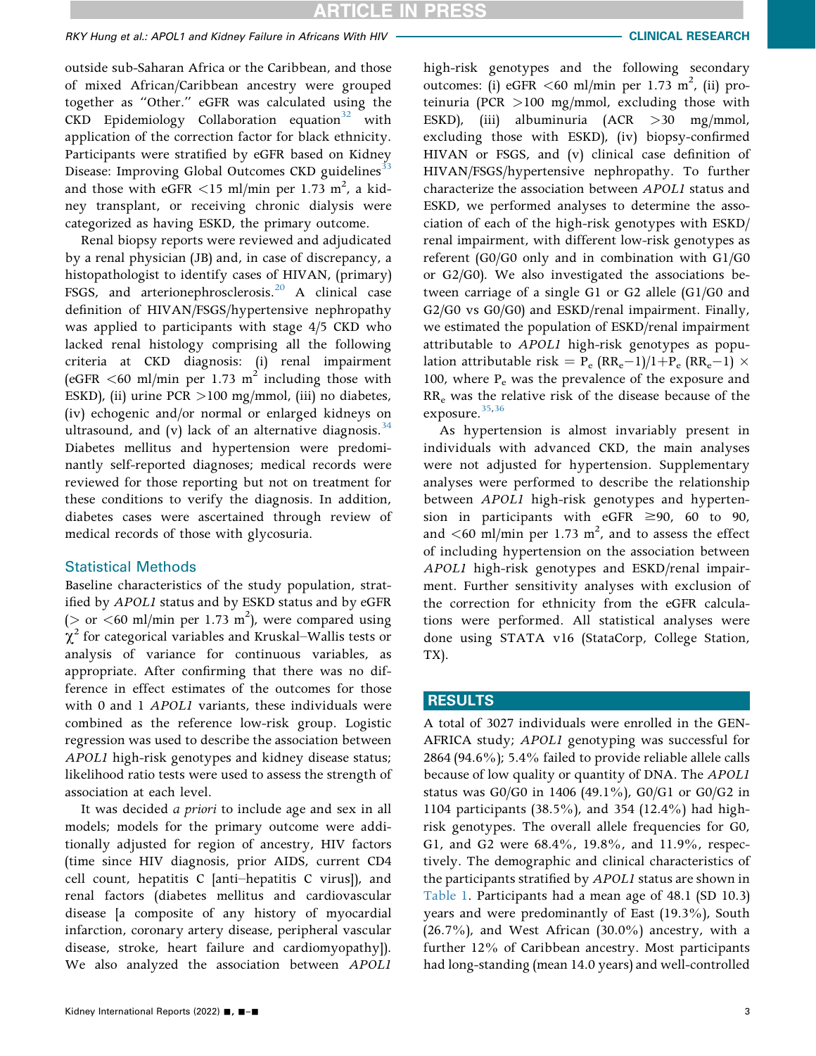outside sub-Saharan Africa or the Caribbean, and those of mixed African/Caribbean ancestry were grouped together as "Other." eGFR was calculated using the CKD Epidemiology Collaboration equation[32] with application of the correction factor for black ethnicity. Participants were stratified by eGFR based on Kidney Disease: Improving Global Outcomes CKD guidelines[33] and those with eGFR <15 ml/min per 1.73 m$^2$, a kidney transplant, or receiving chronic dialysis were categorized as having ESKD, the primary outcome.

Renal biopsy reports were reviewed and adjudicated by a renal physician (JB) and, in case of discrepancy, a histopathologist to identify cases of HIVAN, (primary) FSGS, and arterionephrosclerosis.[20] A clinical case definition of HIVAN/FSGS/hypertensive nephropathy was applied to participants with stage 4/5 CKD who lacked renal histology comprising all the following criteria at CKD diagnosis: (i) renal impairment (eGFR <60 ml/min per 1.73 m$^2$ including those with ESKD), (ii) urine PCR >100 mg/mmol, (iii) no diabetes, (iv) echogenic and/or normal or enlarged kidneys on ultrasound, and (v) lack of an alternative diagnosis.[34] Diabetes mellitus and hypertension were predominantly self-reported diagnoses; medical records were reviewed for those reporting but not on treatment for these conditions to verify the diagnosis. In addition, diabetes cases were ascertained through review of medical records of those with glycosuria.

## Statistical Methods

Baseline characteristics of the study population, stratified by *APOL1* status and by ESKD status and by eGFR (> or <60 ml/min per 1.73 m$^2$), were compared using $\chi^2$ for categorical variables and Kruskal–Wallis tests or analysis of variance for continuous variables, as appropriate. After confirming that there was no difference in effect estimates of the outcomes for those with 0 and 1 *APOL1* variants, these individuals were combined as the reference low-risk group. Logistic regression was used to describe the association between *APOL1* high-risk genotypes and kidney disease status; likelihood ratio tests were used to assess the strength of association at each level.

It was decided *a priori* to include age and sex in all models; models for the primary outcome were additionally adjusted for region of ancestry, HIV factors (time since HIV diagnosis, prior AIDS, current CD4 cell count, hepatitis C [anti–hepatitis C virus]), and renal factors (diabetes mellitus and cardiovascular disease [a composite of any history of myocardial infarction, coronary artery disease, peripheral vascular disease, stroke, heart failure and cardiomyopathy]). We also analyzed the association between *APOL1* high-risk genotypes and the following secondary outcomes: (i) eGFR <60 ml/min per 1.73 m$^2$, (ii) proteinuria (PCR >100 mg/mmol, excluding those with ESKD), (iii) albuminuria (ACR >30 mg/mmol, excluding those with ESKD), (iv) biopsy-confirmed HIVAN or FSGS, and (v) clinical case definition of HIVAN/FSGS/hypertensive nephropathy. To further characterize the association between *APOL1* status and ESKD, we performed analyses to determine the association of each of the high-risk genotypes with ESKD/renal impairment, with different low-risk genotypes as referent (G0/G0 only and in combination with G1/G0 or G2/G0). We also investigated the associations between carriage of a single G1 or G2 allele (G1/G0 and G2/G0 vs G0/G0) and ESKD/renal impairment. Finally, we estimated the population of ESKD/renal impairment attributable to *APOL1* high-risk genotypes as population attributable risk $= P_e\,(RR_e - 1)/1 + P_e\,(RR_e - 1) \times 100$, where $P_e$ was the prevalence of the exposure and $RR_e$ was the relative risk of the disease because of the exposure.[35,36]

As hypertension is almost invariably present in individuals with advanced CKD, the main analyses were not adjusted for hypertension. Supplementary analyses were performed to describe the relationship between *APOL1* high-risk genotypes and hypertension in participants with eGFR ≥90, 60 to 90, and <60 ml/min per 1.73 m$^2$, and to assess the effect of including hypertension on the association between *APOL1* high-risk genotypes and ESKD/renal impairment. Further sensitivity analyses with exclusion of the correction for ethnicity from the eGFR calculations were performed. All statistical analyses were done using STATA v16 (StataCorp, College Station, TX).

## RESULTS

A total of 3027 individuals were enrolled in the GEN-AFRICA study; *APOL1* genotyping was successful for 2864 (94.6%); 5.4% failed to provide reliable allele calls because of low quality or quantity of DNA. The *APOL1* status was G0/G0 in 1406 (49.1%), G0/G1 or G0/G2 in 1104 participants (38.5%), and 354 (12.4%) had high-risk genotypes. The overall allele frequencies for G0, G1, and G2 were 68.4%, 19.8%, and 11.9%, respectively. The demographic and clinical characteristics of the participants stratified by *APOL1* status are shown in Table 1. Participants had a mean age of 48.1 (SD 10.3) years and were predominantly of East (19.3%), South (26.7%), and West African (30.0%) ancestry, with a further 12% of Caribbean ancestry. Most participants had long-standing (mean 14.0 years) and well-controlled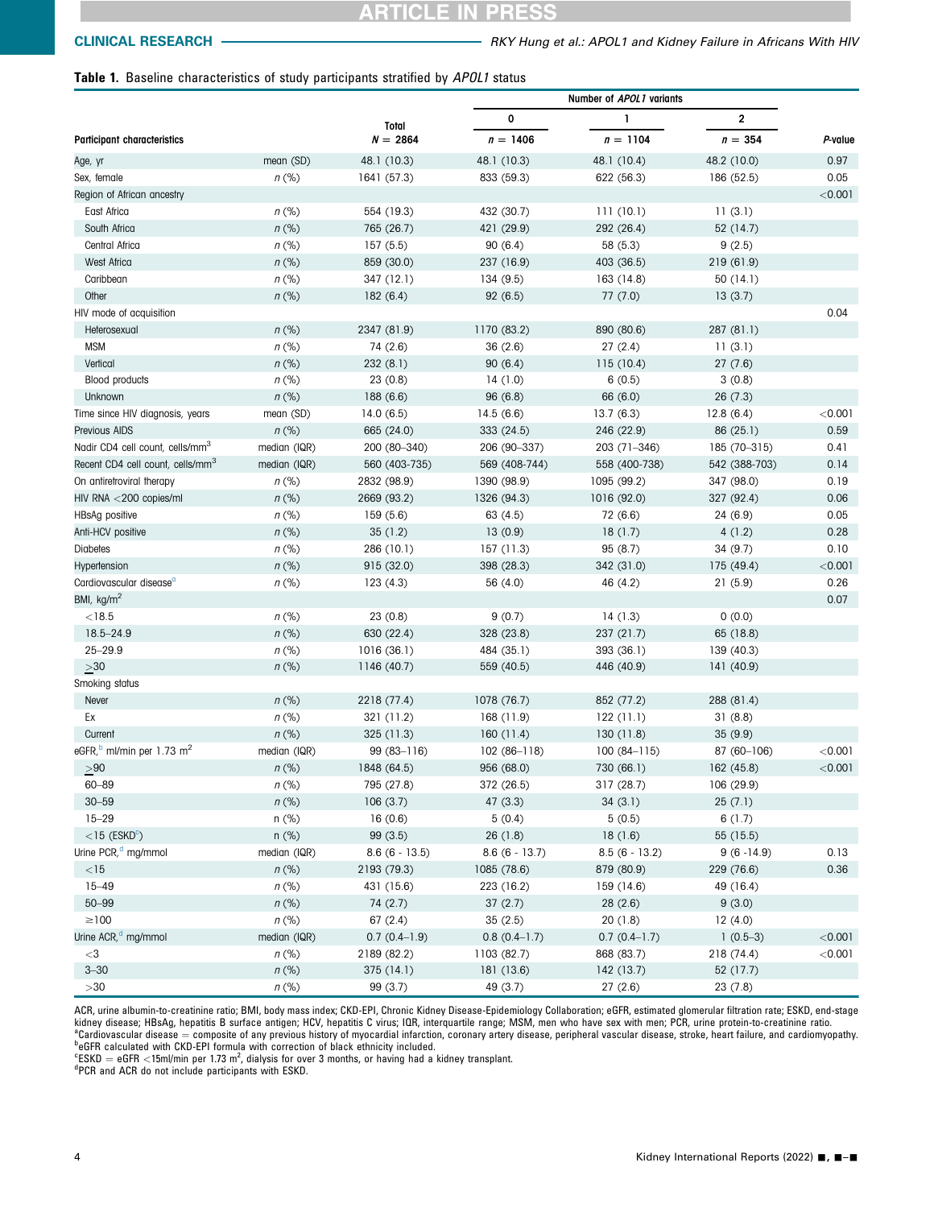**Table 1.** Baseline characteristics of study participants stratified by *APOL1* status

| Participant characteristics | | Total $N = 2864$ | Number of *APOL1* variants 0 $n = 1406$ | 1 $n = 1104$ | 2 $n = 354$ | *P*-value |
|---|---|---|---|---|---|---|
| Age, yr | mean (SD) | 48.1 (10.3) | 48.1 (10.3) | 48.1 (10.4) | 48.2 (10.0) | 0.97 |
| Sex, female | *n* (%) | 1641 (57.3) | 833 (59.3) | 622 (56.3) | 186 (52.5) | 0.05 |
| Region of African ancestry | | | | | | <0.001 |
| East Africa | *n* (%) | 554 (19.3) | 432 (30.7) | 111 (10.1) | 11 (3.1) | |
| South Africa | *n* (%) | 765 (26.7) | 421 (29.9) | 292 (26.4) | 52 (14.7) | |
| Central Africa | *n* (%) | 157 (5.5) | 90 (6.4) | 58 (5.3) | 9 (2.5) | |
| West Africa | *n* (%) | 859 (30.0) | 237 (16.9) | 403 (36.5) | 219 (61.9) | |
| Caribbean | *n* (%) | 347 (12.1) | 134 (9.5) | 163 (14.8) | 50 (14.1) | |
| Other | *n* (%) | 182 (6.4) | 92 (6.5) | 77 (7.0) | 13 (3.7) | |
| HIV mode of acquisition | | | | | | 0.04 |
| Heterosexual | *n* (%) | 2347 (81.9) | 1170 (83.2) | 890 (80.6) | 287 (81.1) | |
| MSM | *n* (%) | 74 (2.6) | 36 (2.6) | 27 (2.4) | 11 (3.1) | |
| Vertical | *n* (%) | 232 (8.1) | 90 (6.4) | 115 (10.4) | 27 (7.6) | |
| Blood products | *n* (%) | 23 (0.8) | 14 (1.0) | 6 (0.5) | 3 (0.8) | |
| Unknown | *n* (%) | 188 (6.6) | 96 (6.8) | 66 (6.0) | 26 (7.3) | |
| Time since HIV diagnosis, years | mean (SD) | 14.0 (6.5) | 14.5 (6.6) | 13.7 (6.3) | 12.8 (6.4) | <0.001 |
| Previous AIDS | *n* (%) | 665 (24.0) | 333 (24.5) | 246 (22.9) | 86 (25.1) | 0.59 |
| Nadir CD4 cell count, cells/mm$^3$ | median (IQR) | 200 (80–340) | 206 (90–337) | 203 (71–346) | 185 (70–315) | 0.41 |
| Recent CD4 cell count, cells/mm$^3$ | median (IQR) | 560 (403-735) | 569 (408-744) | 558 (400-738) | 542 (388-703) | 0.14 |
| On antiretroviral therapy | *n* (%) | 2832 (98.9) | 1390 (98.9) | 1095 (99.2) | 347 (98.0) | 0.19 |
| HIV RNA <200 copies/ml | *n* (%) | 2669 (93.2) | 1326 (94.3) | 1016 (92.0) | 327 (92.4) | 0.06 |
| HBsAg positive | *n* (%) | 159 (5.6) | 63 (4.5) | 72 (6.6) | 24 (6.9) | 0.05 |
| Anti-HCV positive | *n* (%) | 35 (1.2) | 13 (0.9) | 18 (1.7) | 4 (1.2) | 0.28 |
| Diabetes | *n* (%) | 286 (10.1) | 157 (11.3) | 95 (8.7) | 34 (9.7) | 0.10 |
| Hypertension | *n* (%) | 915 (32.0) | 398 (28.3) | 342 (31.0) | 175 (49.4) | <0.001 |
| Cardiovascular disease[a] | *n* (%) | 123 (4.3) | 56 (4.0) | 46 (4.2) | 21 (5.9) | 0.26 |
| BMI, kg/m$^2$ | | | | | | 0.07 |
| <18.5 | *n* (%) | 23 (0.8) | 9 (0.7) | 14 (1.3) | 0 (0.0) | |
| 18.5–24.9 | *n* (%) | 630 (22.4) | 328 (23.8) | 237 (21.7) | 65 (18.8) | |
| 25–29.9 | *n* (%) | 1016 (36.1) | 484 (35.1) | 393 (36.1) | 139 (40.3) | |
| ≥30 | *n* (%) | 1146 (40.7) | 559 (40.5) | 446 (40.9) | 141 (40.9) | |
| Smoking status | | | | | | |
| Never | *n* (%) | 2218 (77.4) | 1078 (76.7) | 852 (77.2) | 288 (81.4) | |
| Ex | *n* (%) | 321 (11.2) | 168 (11.9) | 122 (11.1) | 31 (8.8) | |
| Current | *n* (%) | 325 (11.3) | 160 (11.4) | 130 (11.8) | 35 (9.9) | |
| eGFR,[b] ml/min per 1.73 m$^2$ | median (IQR) | 99 (83–116) | 102 (86–118) | 100 (84–115) | 87 (60–106) | <0.001 |
| ≥90 | *n* (%) | 1848 (64.5) | 956 (68.0) | 730 (66.1) | 162 (45.8) | <0.001 |
| 60–89 | *n* (%) | 795 (27.8) | 372 (26.5) | 317 (28.7) | 106 (29.9) | |
| 30–59 | *n* (%) | 106 (3.7) | 47 (3.3) | 34 (3.1) | 25 (7.1) | |
| 15–29 | n (%) | 16 (0.6) | 5 (0.4) | 5 (0.5) | 6 (1.7) | |
| <15 (ESKD[c]) | n (%) | 99 (3.5) | 26 (1.8) | 18 (1.6) | 55 (15.5) | |
| Urine PCR,[d] mg/mmol | median (IQR) | 8.6 (6 - 13.5) | 8.6 (6 - 13.7) | 8.5 (6 - 13.2) | 9 (6 -14.9) | 0.13 |
| <15 | *n* (%) | 2193 (79.3) | 1085 (78.6) | 879 (80.9) | 229 (76.6) | 0.36 |
| 15–49 | *n* (%) | 431 (15.6) | 223 (16.2) | 159 (14.6) | 49 (16.4) | |
| 50–99 | *n* (%) | 74 (2.7) | 37 (2.7) | 28 (2.6) | 9 (3.0) | |
| ≥100 | *n* (%) | 67 (2.4) | 35 (2.5) | 20 (1.8) | 12 (4.0) | |
| Urine ACR,[d] mg/mmol | median (IQR) | 0.7 (0.4–1.9) | 0.8 (0.4–1.7) | 0.7 (0.4–1.7) | 1 (0.5–3) | <0.001 |
| <3 | *n* (%) | 2189 (82.2) | 1103 (82.7) | 868 (83.7) | 218 (74.4) | <0.001 |
| 3–30 | *n* (%) | 375 (14.1) | 181 (13.6) | 142 (13.7) | 52 (17.7) | |
| >30 | *n* (%) | 99 (3.7) | 49 (3.7) | 27 (2.6) | 23 (7.8) | |

ACR, urine albumin-to-creatinine ratio; BMI, body mass index; CKD-EPI, Chronic Kidney Disease-Epidemiology Collaboration; eGFR, estimated glomerular filtration rate; ESKD, end-stage kidney disease; HBsAg, hepatitis B surface antigen; HCV, hepatitis C virus; IQR, interquartile range; MSM, men who have sex with men; PCR, urine protein-to-creatinine ratio.
[a]Cardiovascular disease = composite of any previous history of myocardial infarction, coronary artery disease, peripheral vascular disease, stroke, heart failure, and cardiomyopathy.
[b]eGFR calculated with CKD-EPI formula with correction of black ethnicity included.
[c]ESKD = eGFR <15ml/min per 1.73 m$^2$, dialysis for over 3 months, or having had a kidney transplant.
[d]PCR and ACR do not include participants with ESKD.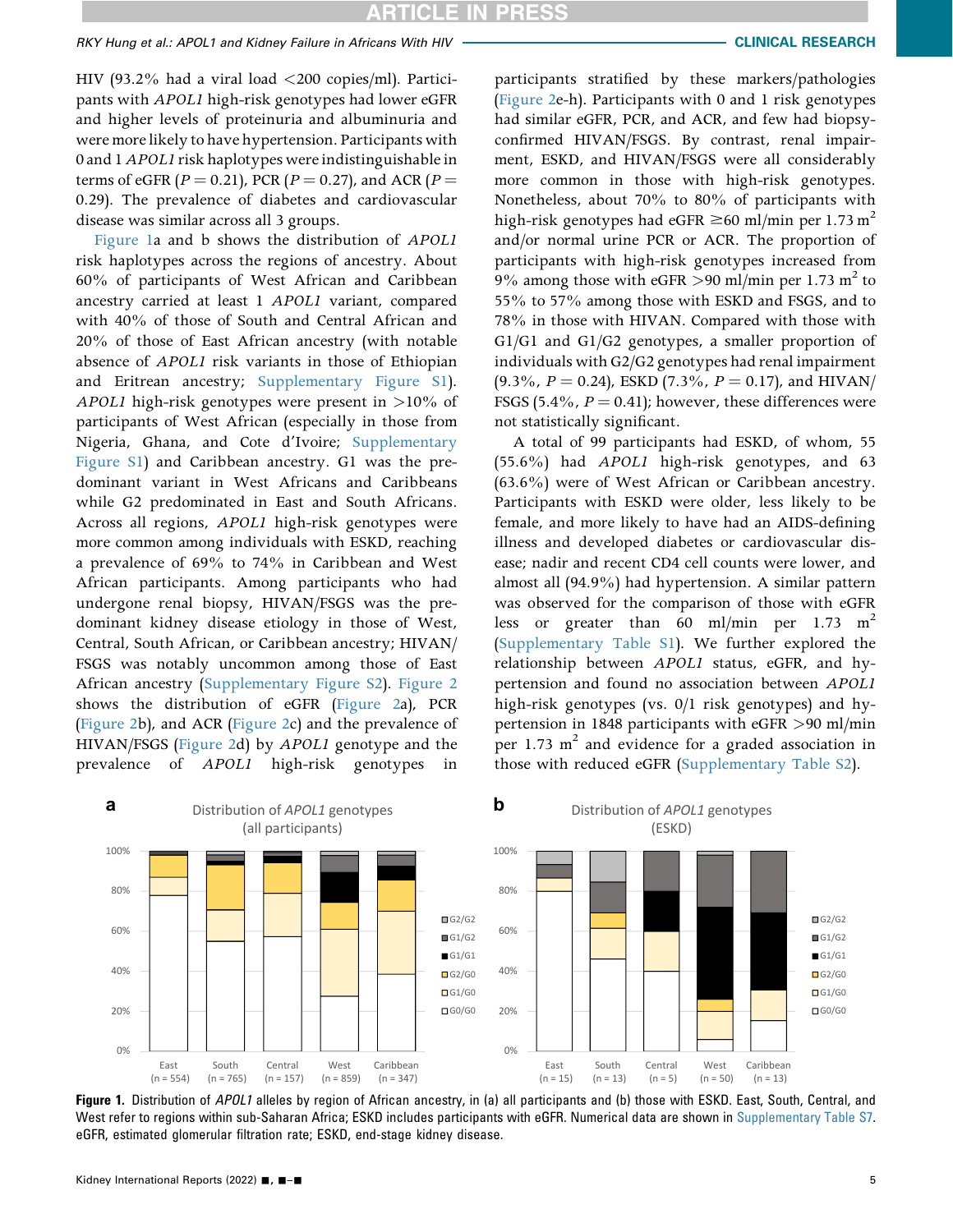HIV (93.2% had a viral load <200 copies/ml). Participants with *APOL1* high-risk genotypes had lower eGFR and higher levels of proteinuria and albuminuria and were more likely to have hypertension. Participants with 0 and 1 *APOL1* risk haplotypes were indistinguishable in terms of eGFR ($P = 0.21$), PCR ($P = 0.27$), and ACR ($P = 0.29$). The prevalence of diabetes and cardiovascular disease was similar across all 3 groups.

Figure 1a and b shows the distribution of *APOL1* risk haplotypes across the regions of ancestry. About 60% of participants of West African and Caribbean ancestry carried at least 1 *APOL1* variant, compared with 40% of those of South and Central African and 20% of those of East African ancestry (with notable absence of *APOL1* risk variants in those of Ethiopian and Eritrean ancestry; Supplementary Figure S1). *APOL1* high-risk genotypes were present in >10% of participants of West African (especially in those from Nigeria, Ghana, and Cote d'Ivoire; Supplementary Figure S1) and Caribbean ancestry. G1 was the predominant variant in West Africans and Caribbeans while G2 predominated in East and South Africans. Across all regions, *APOL1* high-risk genotypes were more common among individuals with ESKD, reaching a prevalence of 69% to 74% in Caribbean and West African participants. Among participants who had undergone renal biopsy, HIVAN/FSGS was the predominant kidney disease etiology in those of West, Central, South African, or Caribbean ancestry; HIVAN/FSGS was notably uncommon among those of East African ancestry (Supplementary Figure S2). Figure 2 shows the distribution of eGFR (Figure 2a), PCR (Figure 2b), and ACR (Figure 2c) and the prevalence of HIVAN/FSGS (Figure 2d) by *APOL1* genotype and the prevalence of *APOL1* high-risk genotypes in participants stratified by these markers/pathologies (Figure 2e-h). Participants with 0 and 1 risk genotypes had similar eGFR, PCR, and ACR, and few had biopsy-confirmed HIVAN/FSGS. By contrast, renal impairment, ESKD, and HIVAN/FSGS were all considerably more common in those with high-risk genotypes. Nonetheless, about 70% to 80% of participants with high-risk genotypes had eGFR ≥60 ml/min per 1.73 $m^2$ and/or normal urine PCR or ACR. The proportion of participants with high-risk genotypes increased from 9% among those with eGFR >90 ml/min per 1.73 $m^2$ to 55% to 57% among those with ESKD and FSGS, and to 78% in those with HIVAN. Compared with those with G1/G1 and G1/G2 genotypes, a smaller proportion of individuals with G2/G2 genotypes had renal impairment (9.3%, $P = 0.24$), ESKD (7.3%, $P = 0.17$), and HIVAN/FSGS (5.4%, $P = 0.41$); however, these differences were not statistically significant.

A total of 99 participants had ESKD, of whom, 55 (55.6%) had *APOL1* high-risk genotypes, and 63 (63.6%) were of West African or Caribbean ancestry. Participants with ESKD were older, less likely to be female, and more likely to have had an AIDS-defining illness and developed diabetes or cardiovascular disease; nadir and recent CD4 cell counts were lower, and almost all (94.9%) had hypertension. A similar pattern was observed for the comparison of those with eGFR less or greater than 60 ml/min per 1.73 $m^2$ (Supplementary Table S1). We further explored the relationship between *APOL1* status, eGFR, and hypertension and found no association between *APOL1* high-risk genotypes (vs. 0/1 risk genotypes) and hypertension in 1848 participants with eGFR >90 ml/min per 1.73 $m^2$ and evidence for a graded association in those with reduced eGFR (Supplementary Table S2).

**Figure 1.** Distribution of *APOL1* alleles by region of African ancestry, in (a) all participants and (b) those with ESKD. East, South, Central, and West refer to regions within sub-Saharan Africa; ESKD includes participants with eGFR. Numerical data are shown in Supplementary Table S7. eGFR, estimated glomerular filtration rate; ESKD, end-stage kidney disease.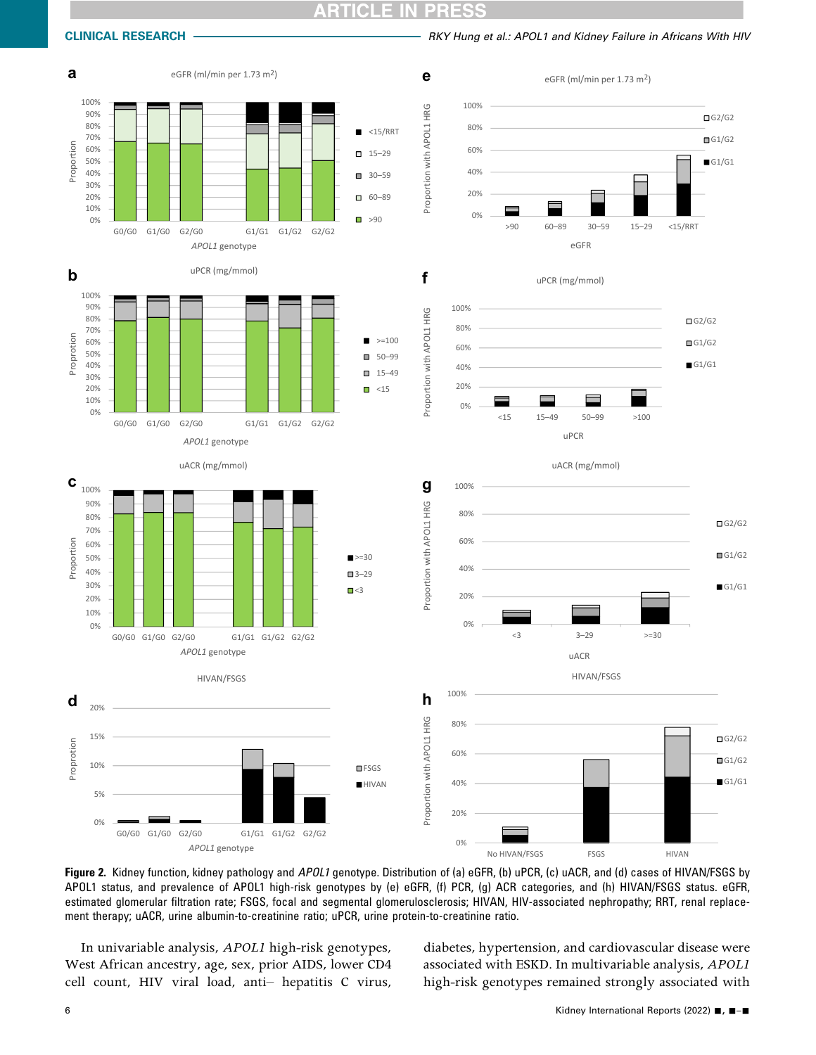**Figure 2.** Kidney function, kidney pathology and *APOL1* genotype. Distribution of (a) eGFR, (b) uPCR, (c) uACR, and (d) cases of HIVAN/FSGS by APOL1 status, and prevalence of APOL1 high-risk genotypes by (e) eGFR, (f) PCR, (g) ACR categories, and (h) HIVAN/FSGS status. eGFR, estimated glomerular filtration rate; FSGS, focal and segmental glomerulosclerosis; HIVAN, HIV-associated nephropathy; RRT, renal replacement therapy; uACR, urine albumin-to-creatinine ratio; uPCR, urine protein-to-creatinine ratio.

In univariable analysis, *APOL1* high-risk genotypes, West African ancestry, age, sex, prior AIDS, lower CD4 cell count, HIV viral load, anti– hepatitis C virus, diabetes, hypertension, and cardiovascular disease were associated with ESKD. In multivariable analysis, *APOL1* high-risk genotypes remained strongly associated with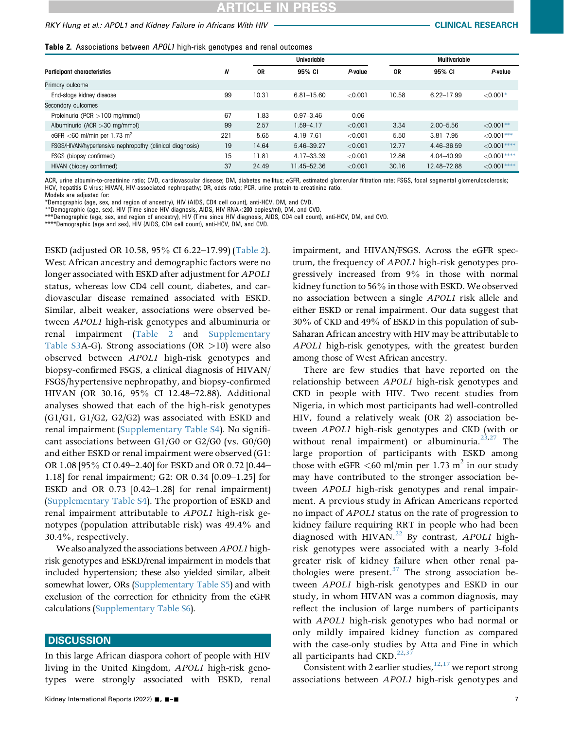**Table 2.** Associations between *APOL1* high-risk genotypes and renal outcomes

| Participant characteristics | *N* | Univariable | | | Multivariable | | |
|---|---|---|---|---|---|---|---|
| | | OR | 95% CI | *P*-value | OR | 95% CI | *P*-value |
| Primary outcome | | | | | | | |
| End-stage kidney disease | 99 | 10.31 | 6.81–15.60 | <0.001 | 10.58 | 6.22–17.99 | <0.001* |
| Secondary outcomes | | | | | | | |
| Proteinuria (PCR >100 mg/mmol) | 67 | 1.83 | 0.97–3.46 | 0.06 | | | |
| Albuminuria (ACR >30 mg/mmol) | 99 | 2.57 | 1.59–4.17 | <0.001 | 3.34 | 2.00–5.56 | <0.001** |
| eGFR <60 ml/min per 1.73 m$^2$ | 221 | 5.65 | 4.19–7.61 | <0.001 | 5.50 | 3.81–7.95 | <0.001*** |
| FSGS/HIVAN/hypertensive nephropathy (clinical diagnosis) | 19 | 14.64 | 5.46–39.27 | <0.001 | 12.77 | 4.46–36.59 | <0.001**** |
| FSGS (biopsy confirmed) | 15 | 11.81 | 4.17–33.39 | <0.001 | 12.86 | 4.04–40.99 | <0.001**** |
| HIVAN (biopsy confirmed) | 37 | 24.49 | 11.45–52.36 | <0.001 | 30.16 | 12.48–72.88 | <0.001**** |

ACR, urine albumin-to-creatinine ratio; CVD, cardiovascular disease; DM, diabetes mellitus; eGFR, estimated glomerular filtration rate; FSGS, focal segmental glomerulosclerosis; HCV, hepatitis C virus; HIVAN, HIV-associated nephropathy; OR, odds ratio; PCR, urine protein-to-creatinine ratio.
Models are adjusted for:
*Demographic (age, sex, and region of ancestry), HIV (AIDS, CD4 cell count), anti-HCV, DM, and CVD.
**Demographic (age, sex), HIV (Time since HIV diagnosis, AIDS, HIV RNA<200 copies/ml), DM, and CVD.
***Demographic (age, sex, and region of ancestry), HIV (Time since HIV diagnosis, AIDS, CD4 cell count), anti-HCV, DM, and CVD.
****Demographic (age and sex), HIV (AIDS, CD4 cell count), anti-HCV, DM, and CVD.

ESKD (adjusted OR 10.58, 95% CI 6.22–17.99) (Table 2). West African ancestry and demographic factors were no longer associated with ESKD after adjustment for *APOL1* status, whereas low CD4 cell count, diabetes, and cardiovascular disease remained associated with ESKD. Similar, albeit weaker, associations were observed between *APOL1* high-risk genotypes and albuminuria or renal impairment (Table 2 and Supplementary Table S3A-G). Strong associations (OR >10) were also observed between *APOL1* high-risk genotypes and biopsy-confirmed FSGS, a clinical diagnosis of HIVAN/FSGS/hypertensive nephropathy, and biopsy-confirmed HIVAN (OR 30.16, 95% CI 12.48–72.88). Additional analyses showed that each of the high-risk genotypes (G1/G1, G1/G2, G2/G2) was associated with ESKD and renal impairment (Supplementary Table S4). No significant associations between G1/G0 or G2/G0 (vs. G0/G0) and either ESKD or renal impairment were observed (G1: OR 1.08 [95% CI 0.49–2.40] for ESKD and OR 0.72 [0.44–1.18] for renal impairment; G2: OR 0.34 [0.09–1.25] for ESKD and OR 0.73 [0.42–1.28] for renal impairment) (Supplementary Table S4). The proportion of ESKD and renal impairment attributable to *APOL1* high-risk genotypes (population attributable risk) was 49.4% and 30.4%, respectively.

We also analyzed the associations between *APOL1* high-risk genotypes and ESKD/renal impairment in models that included hypertension; these also yielded similar, albeit somewhat lower, ORs (Supplementary Table S5) and with exclusion of the correction for ethnicity from the eGFR calculations (Supplementary Table S6).

## DISCUSSION

In this large African diaspora cohort of people with HIV living in the United Kingdom, *APOL1* high-risk genotypes were strongly associated with ESKD, renal impairment, and HIVAN/FSGS. Across the eGFR spectrum, the frequency of *APOL1* high-risk genotypes progressively increased from 9% in those with normal kidney function to 56% in those with ESKD. We observed no association between a single *APOL1* risk allele and either ESKD or renal impairment. Our data suggest that 30% of CKD and 49% of ESKD in this population of sub-Saharan African ancestry with HIV may be attributable to *APOL1* high-risk genotypes, with the greatest burden among those of West African ancestry.

There are few studies that have reported on the relationship between *APOL1* high-risk genotypes and CKD in people with HIV. Two recent studies from Nigeria, in which most participants had well-controlled HIV, found a relatively weak (OR 2) association between *APOL1* high-risk genotypes and CKD (with or without renal impairment) or albuminuria.[23,27] The large proportion of participants with ESKD among those with eGFR <60 ml/min per 1.73 m$^2$ in our study may have contributed to the stronger association between *APOL1* high-risk genotypes and renal impairment. A previous study in African Americans reported no impact of *APOL1* status on the rate of progression to kidney failure requiring RRT in people who had been diagnosed with HIVAN.[22] By contrast, *APOL1* high-risk genotypes were associated with a nearly 3-fold greater risk of kidney failure when other renal pathologies were present.[37] The strong association between *APOL1* high-risk genotypes and ESKD in our study, in whom HIVAN was a common diagnosis, may reflect the inclusion of large numbers of participants with *APOL1* high-risk genotypes who had normal or only mildly impaired kidney function as compared with the case-only studies by Atta and Fine in which all participants had CKD.[22,37]

Consistent with 2 earlier studies,[12,17] we report strong associations between *APOL1* high-risk genotypes and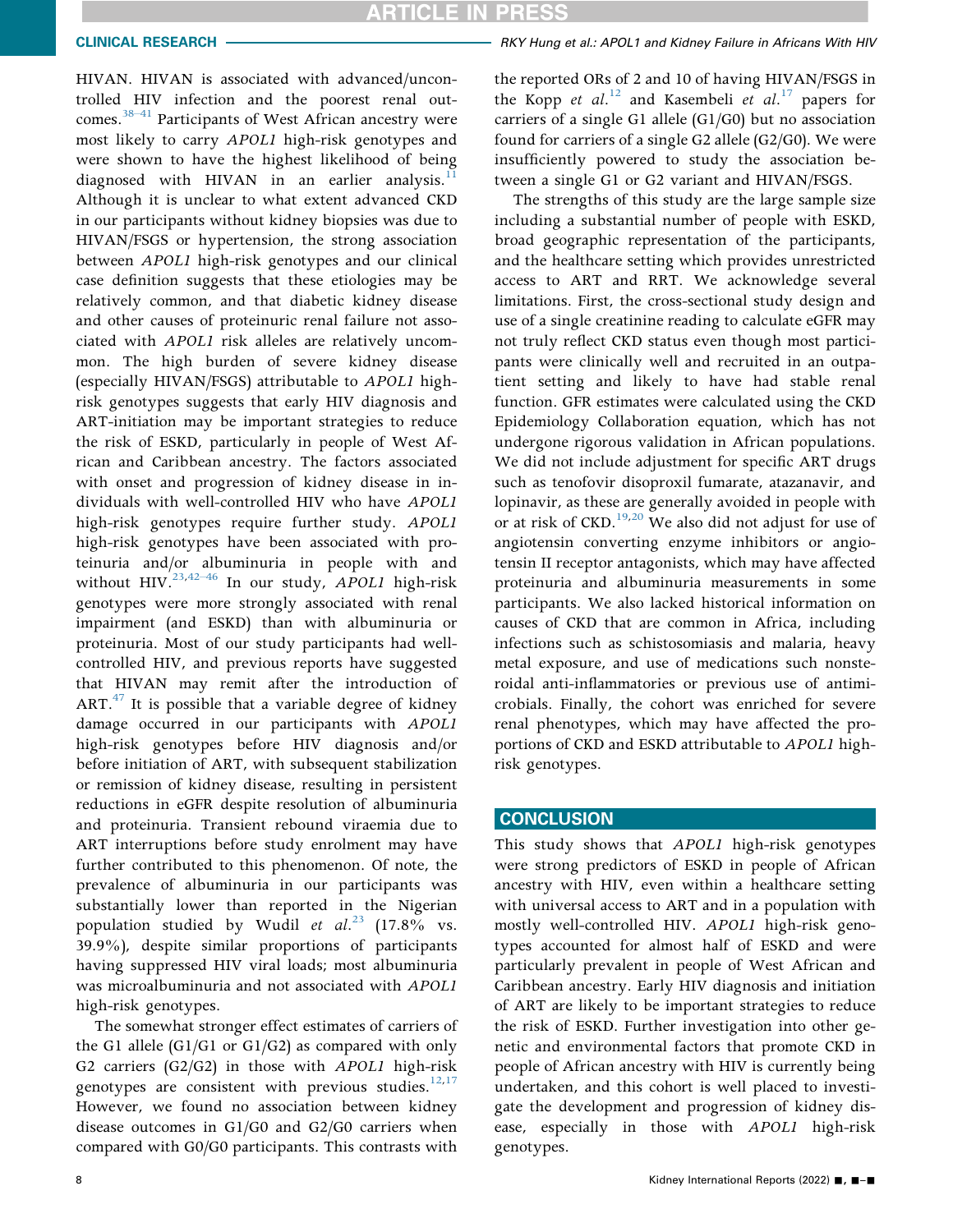HIVAN. HIVAN is associated with advanced/uncontrolled HIV infection and the poorest renal outcomes.[38–41] Participants of West African ancestry were most likely to carry *APOL1* high-risk genotypes and were shown to have the highest likelihood of being diagnosed with HIVAN in an earlier analysis.[11] Although it is unclear to what extent advanced CKD in our participants without kidney biopsies was due to HIVAN/FSGS or hypertension, the strong association between *APOL1* high-risk genotypes and our clinical case definition suggests that these etiologies may be relatively common, and that diabetic kidney disease and other causes of proteinuric renal failure not associated with *APOL1* risk alleles are relatively uncommon. The high burden of severe kidney disease (especially HIVAN/FSGS) attributable to *APOL1* high-risk genotypes suggests that early HIV diagnosis and ART-initiation may be important strategies to reduce the risk of ESKD, particularly in people of West African and Caribbean ancestry. The factors associated with onset and progression of kidney disease in individuals with well-controlled HIV who have *APOL1* high-risk genotypes require further study. *APOL1* high-risk genotypes have been associated with proteinuria and/or albuminuria in people with and without HIV.[23,42–46] In our study, *APOL1* high-risk genotypes were more strongly associated with renal impairment (and ESKD) than with albuminuria or proteinuria. Most of our study participants had well-controlled HIV, and previous reports have suggested that HIVAN may remit after the introduction of ART.[47] It is possible that a variable degree of kidney damage occurred in our participants with *APOL1* high-risk genotypes before HIV diagnosis and/or before initiation of ART, with subsequent stabilization or remission of kidney disease, resulting in persistent reductions in eGFR despite resolution of albuminuria and proteinuria. Transient rebound viraemia due to ART interruptions before study enrolment may have further contributed to this phenomenon. Of note, the prevalence of albuminuria in our participants was substantially lower than reported in the Nigerian population studied by Wudil *et al.*[23] (17.8% vs. 39.9%), despite similar proportions of participants having suppressed HIV viral loads; most albuminuria was microalbuminuria and not associated with *APOL1* high-risk genotypes.

The somewhat stronger effect estimates of carriers of the G1 allele (G1/G1 or G1/G2) as compared with only G2 carriers (G2/G2) in those with *APOL1* high-risk genotypes are consistent with previous studies.[12,17] However, we found no association between kidney disease outcomes in G1/G0 and G2/G0 carriers when compared with G0/G0 participants. This contrasts with the reported ORs of 2 and 10 of having HIVAN/FSGS in the Kopp *et al.*[12] and Kasembeli *et al.*[17] papers for carriers of a single G1 allele (G1/G0) but no association found for carriers of a single G2 allele (G2/G0). We were insufficiently powered to study the association between a single G1 or G2 variant and HIVAN/FSGS.

The strengths of this study are the large sample size including a substantial number of people with ESKD, broad geographic representation of the participants, and the healthcare setting which provides unrestricted access to ART and RRT. We acknowledge several limitations. First, the cross-sectional study design and use of a single creatinine reading to calculate eGFR may not truly reflect CKD status even though most participants were clinically well and recruited in an outpatient setting and likely to have had stable renal function. GFR estimates were calculated using the CKD Epidemiology Collaboration equation, which has not undergone rigorous validation in African populations. We did not include adjustment for specific ART drugs such as tenofovir disoproxil fumarate, atazanavir, and lopinavir, as these are generally avoided in people with or at risk of CKD.[19,20] We also did not adjust for use of angiotensin converting enzyme inhibitors or angiotensin II receptor antagonists, which may have affected proteinuria and albuminuria measurements in some participants. We also lacked historical information on causes of CKD that are common in Africa, including infections such as schistosomiasis and malaria, heavy metal exposure, and use of medications such nonsteroidal anti-inflammatories or previous use of antimicrobials. Finally, the cohort was enriched for severe renal phenotypes, which may have affected the proportions of CKD and ESKD attributable to *APOL1* high-risk genotypes.

## CONCLUSION

This study shows that *APOL1* high-risk genotypes were strong predictors of ESKD in people of African ancestry with HIV, even within a healthcare setting with universal access to ART and in a population with mostly well-controlled HIV. *APOL1* high-risk genotypes accounted for almost half of ESKD and were particularly prevalent in people of West African and Caribbean ancestry. Early HIV diagnosis and initiation of ART are likely to be important strategies to reduce the risk of ESKD. Further investigation into other genetic and environmental factors that promote CKD in people of African ancestry with HIV is currently being undertaken, and this cohort is well placed to investigate the development and progression of kidney disease, especially in those with *APOL1* high-risk genotypes.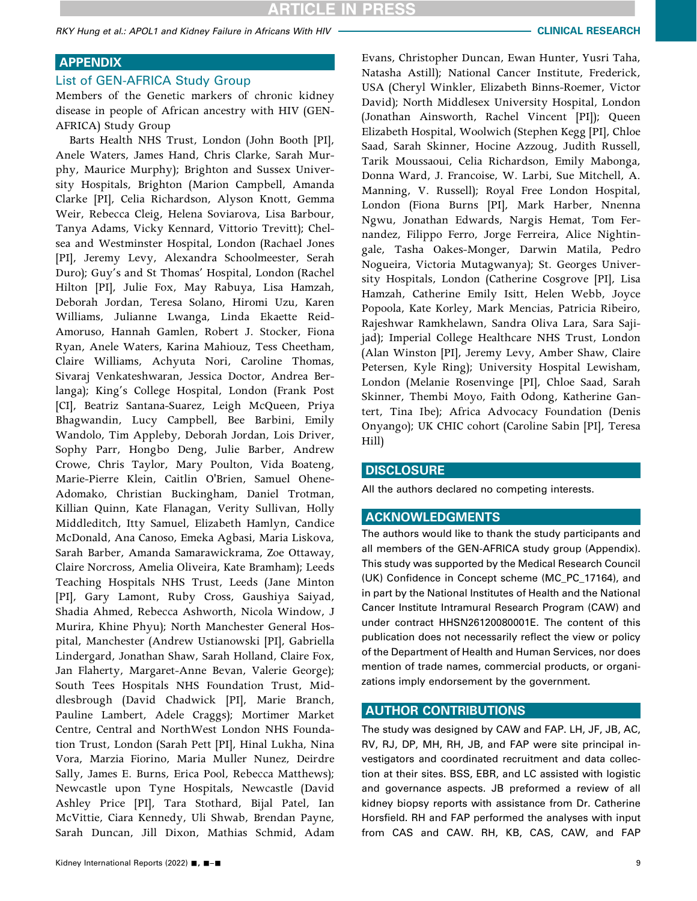## APPENDIX

### List of GEN-AFRICA Study Group

Members of the Genetic markers of chronic kidney disease in people of African ancestry with HIV (GEN-AFRICA) Study Group

Barts Health NHS Trust, London (John Booth [PI], Anele Waters, James Hand, Chris Clarke, Sarah Murphy, Maurice Murphy); Brighton and Sussex University Hospitals, Brighton (Marion Campbell, Amanda Clarke [PI], Celia Richardson, Alyson Knott, Gemma Weir, Rebecca Cleig, Helena Soviarova, Lisa Barbour, Tanya Adams, Vicky Kennard, Vittorio Trevitt); Chelsea and Westminster Hospital, London (Rachael Jones [PI], Jeremy Levy, Alexandra Schoolmeester, Serah Duro); Guy's and St Thomas' Hospital, London (Rachel Hilton [PI], Julie Fox, May Rabuya, Lisa Hamzah, Deborah Jordan, Teresa Solano, Hiromi Uzu, Karen Williams, Julianne Lwanga, Linda Ekaette Reid-Amoruso, Hannah Gamlen, Robert J. Stocker, Fiona Ryan, Anele Waters, Karina Mahiouz, Tess Cheetham, Claire Williams, Achyuta Nori, Caroline Thomas, Sivaraj Venkateshwaran, Jessica Doctor, Andrea Berlanga); King's College Hospital, London (Frank Post [CI], Beatriz Santana-Suarez, Leigh McQueen, Priya Bhagwandin, Lucy Campbell, Bee Barbini, Emily Wandolo, Tim Appleby, Deborah Jordan, Lois Driver, Sophy Parr, Hongbo Deng, Julie Barber, Andrew Crowe, Chris Taylor, Mary Poulton, Vida Boateng, Marie-Pierre Klein, Caitlin O'Brien, Samuel Ohene-Adomako, Christian Buckingham, Daniel Trotman, Killian Quinn, Kate Flanagan, Verity Sullivan, Holly Middleditch, Itty Samuel, Elizabeth Hamlyn, Candice McDonald, Ana Canoso, Emeka Agbasi, Maria Liskova, Sarah Barber, Amanda Samarawickrama, Zoe Ottaway, Claire Norcross, Amelia Oliveira, Kate Bramham); Leeds Teaching Hospitals NHS Trust, Leeds (Jane Minton [PI], Gary Lamont, Ruby Cross, Gaushiya Saiyad, Shadia Ahmed, Rebecca Ashworth, Nicola Window, J Murira, Khine Phyu); North Manchester General Hospital, Manchester (Andrew Ustianowski [PI], Gabriella Lindergard, Jonathan Shaw, Sarah Holland, Claire Fox, Jan Flaherty, Margaret-Anne Bevan, Valerie George); South Tees Hospitals NHS Foundation Trust, Middlesbrough (David Chadwick [PI], Marie Branch, Pauline Lambert, Adele Craggs); Mortimer Market Centre, Central and NorthWest London NHS Foundation Trust, London (Sarah Pett [PI], Hinal Lukha, Nina Vora, Marzia Fiorino, Maria Muller Nunez, Deirdre Sally, James E. Burns, Erica Pool, Rebecca Matthews); Newcastle upon Tyne Hospitals, Newcastle (David Ashley Price [PI], Tara Stothard, Bijal Patel, Ian McVittie, Ciara Kennedy, Uli Shwab, Brendan Payne, Sarah Duncan, Jill Dixon, Mathias Schmid, Adam Evans, Christopher Duncan, Ewan Hunter, Yusri Taha, Natasha Astill); National Cancer Institute, Frederick, USA (Cheryl Winkler, Elizabeth Binns-Roemer, Victor David); North Middlesex University Hospital, London (Jonathan Ainsworth, Rachel Vincent [PI]); Queen Elizabeth Hospital, Woolwich (Stephen Kegg [PI], Chloe Saad, Sarah Skinner, Hocine Azzoug, Judith Russell, Tarik Moussaoui, Celia Richardson, Emily Mabonga, Donna Ward, J. Francoise, W. Larbi, Sue Mitchell, A. Manning, V. Russell); Royal Free London Hospital, London (Fiona Burns [PI], Mark Harber, Nnenna Ngwu, Jonathan Edwards, Nargis Hemat, Tom Fernandez, Filippo Ferro, Jorge Ferreira, Alice Nightingale, Tasha Oakes-Monger, Darwin Matila, Pedro Nogueira, Victoria Mutagwanya); St. Georges University Hospitals, London (Catherine Cosgrove [PI], Lisa Hamzah, Catherine Emily Isitt, Helen Webb, Joyce Popoola, Kate Korley, Mark Mencias, Patricia Ribeiro, Rajeshwar Ramkhelawn, Sandra Oliva Lara, Sara Sajijad); Imperial College Healthcare NHS Trust, London (Alan Winston [PI], Jeremy Levy, Amber Shaw, Claire Petersen, Kyle Ring); University Hospital Lewisham, London (Melanie Rosenvinge [PI], Chloe Saad, Sarah Skinner, Thembi Moyo, Faith Odong, Katherine Gantert, Tina Ibe); Africa Advocacy Foundation (Denis Onyango); UK CHIC cohort (Caroline Sabin [PI], Teresa Hill)

## DISCLOSURE

All the authors declared no competing interests.

## ACKNOWLEDGMENTS

The authors would like to thank the study participants and all members of the GEN-AFRICA study group (Appendix). This study was supported by the Medical Research Council (UK) Confidence in Concept scheme (MC_PC_17164), and in part by the National Institutes of Health and the National Cancer Institute Intramural Research Program (CAW) and under contract HHSN26120080001E. The content of this publication does not necessarily reflect the view or policy of the Department of Health and Human Services, nor does mention of trade names, commercial products, or organizations imply endorsement by the government.

## AUTHOR CONTRIBUTIONS

The study was designed by CAW and FAP. LH, JF, JB, AC, RV, RJ, DP, MH, RH, JB, and FAP were site principal investigators and coordinated recruitment and data collection at their sites. BSS, EBR, and LC assisted with logistic and governance aspects. JB preformed a review of all kidney biopsy reports with assistance from Dr. Catherine Horsfield. RH and FAP performed the analyses with input from CAS and CAW. RH, KB, CAS, CAW, and FAP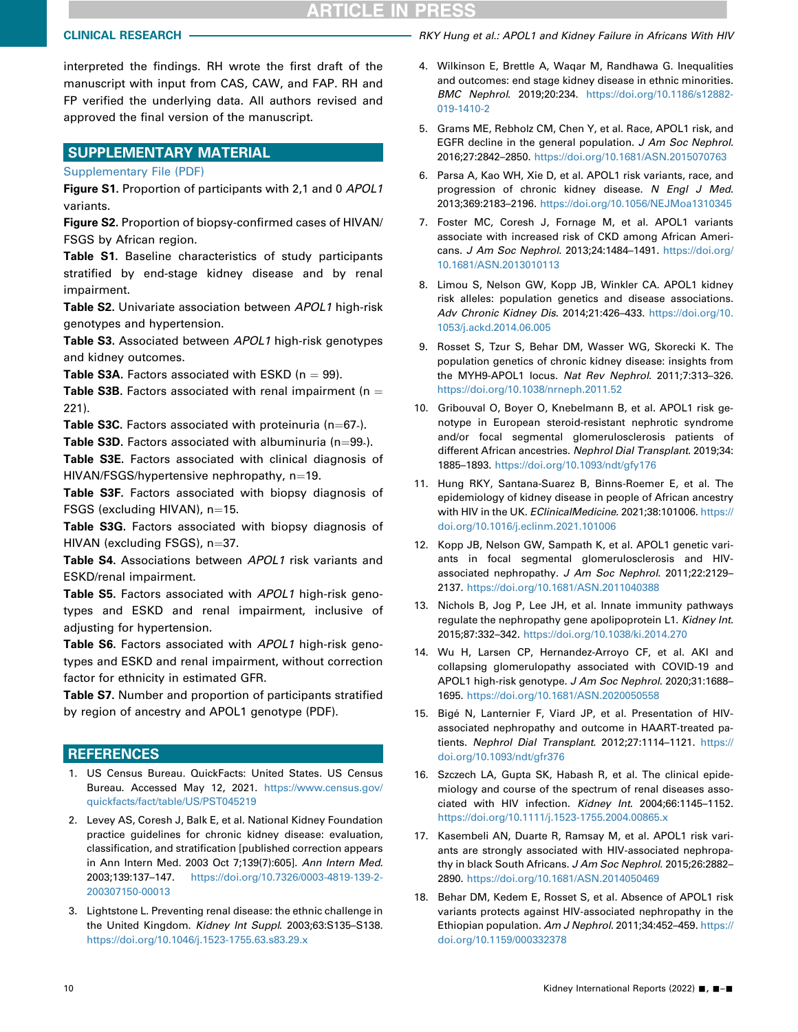interpreted the findings. RH wrote the first draft of the manuscript with input from CAS, CAW, and FAP. RH and FP verified the underlying data. All authors revised and approved the final version of the manuscript.

## SUPPLEMENTARY MATERIAL

Supplementary File (PDF)

**Figure S1.** Proportion of participants with 2,1 and 0 *APOL1* variants.

**Figure S2.** Proportion of biopsy-confirmed cases of HIVAN/FSGS by African region.

**Table S1.** Baseline characteristics of study participants stratified by end-stage kidney disease and by renal impairment.

**Table S2.** Univariate association between *APOL1* high-risk genotypes and hypertension.

**Table S3.** Associated between *APOL1* high-risk genotypes and kidney outcomes.

**Table S3A**. Factors associated with ESKD (n = 99).

**Table S3B**. Factors associated with renal impairment (n = 221).

**Table S3C**. Factors associated with proteinuria (n=67-).

**Table S3D**. Factors associated with albuminuria (n=99-).

**Table S3E**. Factors associated with clinical diagnosis of HIVAN/FSGS/hypertensive nephropathy, n=19.

**Table S3F**. Factors associated with biopsy diagnosis of FSGS (excluding HIVAN), n=15.

**Table S3G**. Factors associated with biopsy diagnosis of HIVAN (excluding FSGS), n=37.

**Table S4.** Associations between *APOL1* risk variants and ESKD/renal impairment.

**Table S5.** Factors associated with *APOL1* high-risk genotypes and ESKD and renal impairment, inclusive of adjusting for hypertension.

**Table S6.** Factors associated with *APOL1* high-risk genotypes and ESKD and renal impairment, without correction factor for ethnicity in estimated GFR.

**Table S7.** Number and proportion of participants stratified by region of ancestry and APOL1 genotype (PDF).

## REFERENCES

1. US Census Bureau. QuickFacts: United States. US Census Bureau. Accessed May 12, 2021. https://www.census.gov/quickfacts/fact/table/US/PST045219
2. Levey AS, Coresh J, Balk E, et al. National Kidney Foundation practice guidelines for chronic kidney disease: evaluation, classification, and stratification [published correction appears in Ann Intern Med. 2003 Oct 7;139(7):605]. *Ann Intern Med*. 2003;139:137–147. https://doi.org/10.7326/0003-4819-139-2-200307150-00013
3. Lightstone L. Preventing renal disease: the ethnic challenge in the United Kingdom. *Kidney Int Suppl*. 2003;63:S135–S138. https://doi.org/10.1046/j.1523-1755.63.s83.29.x
4. Wilkinson E, Brettle A, Waqar M, Randhawa G. Inequalities and outcomes: end stage kidney disease in ethnic minorities. *BMC Nephrol*. 2019;20:234. https://doi.org/10.1186/s12882-019-1410-2
5. Grams ME, Rebholz CM, Chen Y, et al. Race, APOL1 risk, and EGFR decline in the general population. *J Am Soc Nephrol*. 2016;27:2842–2850. https://doi.org/10.1681/ASN.2015070763
6. Parsa A, Kao WH, Xie D, et al. APOL1 risk variants, race, and progression of chronic kidney disease. *N Engl J Med*. 2013;369:2183–2196. https://doi.org/10.1056/NEJMoa1310345
7. Foster MC, Coresh J, Fornage M, et al. APOL1 variants associate with increased risk of CKD among African Americans. *J Am Soc Nephrol*. 2013;24:1484–1491. https://doi.org/10.1681/ASN.2013010113
8. Limou S, Nelson GW, Kopp JB, Winkler CA. APOL1 kidney risk alleles: population genetics and disease associations. *Adv Chronic Kidney Dis*. 2014;21:426–433. https://doi.org/10.1053/j.ackd.2014.06.005
9. Rosset S, Tzur S, Behar DM, Wasser WG, Skorecki K. The population genetics of chronic kidney disease: insights from the MYH9-APOL1 locus. *Nat Rev Nephrol*. 2011;7:313–326. https://doi.org/10.1038/nrneph.2011.52
10. Gribouval O, Boyer O, Knebelmann B, et al. APOL1 risk genotype in European steroid-resistant nephrotic syndrome and/or focal segmental glomerulosclerosis patients of different African ancestries. *Nephrol Dial Transplant*. 2019;34:1885–1893. https://doi.org/10.1093/ndt/gfy176
11. Hung RKY, Santana-Suarez B, Binns-Roemer E, et al. The epidemiology of kidney disease in people of African ancestry with HIV in the UK. *EClinicalMedicine*. 2021;38:101006. https://doi.org/10.1016/j.eclinm.2021.101006
12. Kopp JB, Nelson GW, Sampath K, et al. APOL1 genetic variants in focal segmental glomerulosclerosis and HIV-associated nephropathy. *J Am Soc Nephrol*. 2011;22:2129–2137. https://doi.org/10.1681/ASN.2011040388
13. Nichols B, Jog P, Lee JH, et al. Innate immunity pathways regulate the nephropathy gene apolipoprotein L1. *Kidney Int*. 2015;87:332–342. https://doi.org/10.1038/ki.2014.270
14. Wu H, Larsen CP, Hernandez-Arroyo CF, et al. AKI and collapsing glomerulopathy associated with COVID-19 and APOL1 high-risk genotype. *J Am Soc Nephrol*. 2020;31:1688–1695. https://doi.org/10.1681/ASN.2020050558
15. Bigé N, Lanternier F, Viard JP, et al. Presentation of HIV-associated nephropathy and outcome in HAART-treated patients. *Nephrol Dial Transplant*. 2012;27:1114–1121. https://doi.org/10.1093/ndt/gfr376
16. Szczech LA, Gupta SK, Habash R, et al. The clinical epidemiology and course of the spectrum of renal diseases associated with HIV infection. *Kidney Int*. 2004;66:1145–1152. https://doi.org/10.1111/j.1523-1755.2004.00865.x
17. Kasembeli AN, Duarte R, Ramsay M, et al. APOL1 risk variants are strongly associated with HIV-associated nephropathy in black South Africans. *J Am Soc Nephrol*. 2015;26:2882–2890. https://doi.org/10.1681/ASN.2014050469
18. Behar DM, Kedem E, Rosset S, et al. Absence of APOL1 risk variants protects against HIV-associated nephropathy in the Ethiopian population. *Am J Nephrol*. 2011;34:452–459. https://doi.org/10.1159/000332378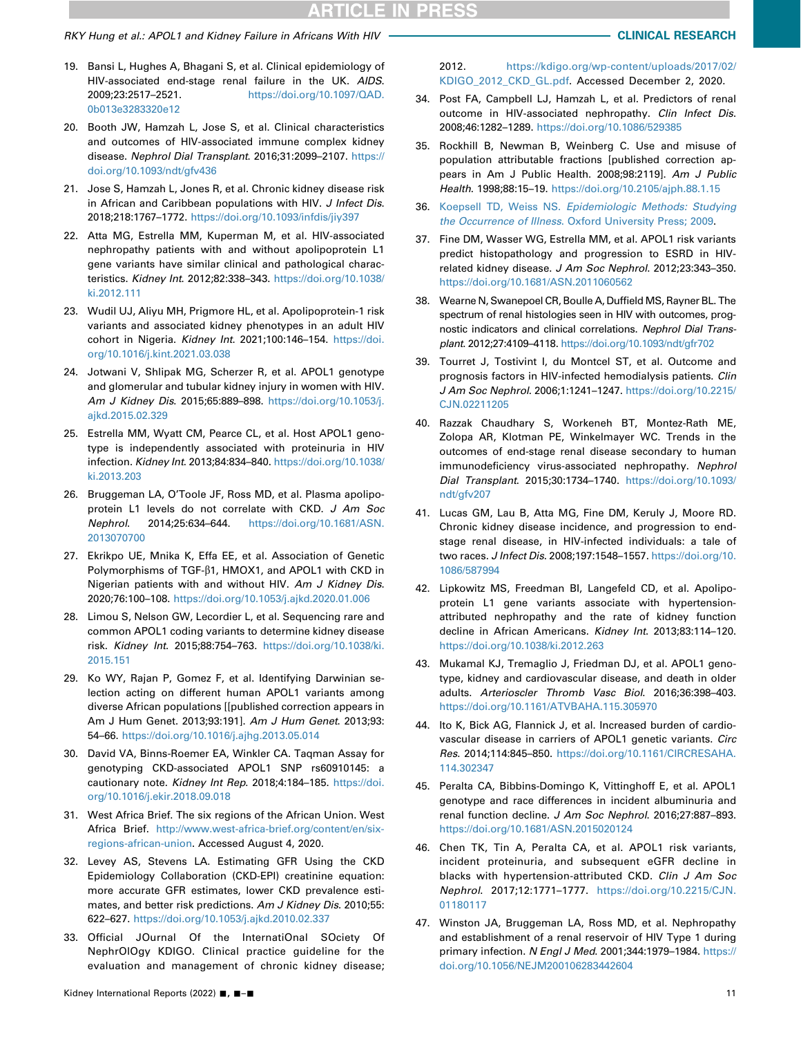19. Bansi L, Hughes A, Bhagani S, et al. Clinical epidemiology of HIV-associated end-stage renal failure in the UK. *AIDS*. 2009;23:2517–2521. https://doi.org/10.1097/QAD.0b013e3283320e12

20. Booth JW, Hamzah L, Jose S, et al. Clinical characteristics and outcomes of HIV-associated immune complex kidney disease. *Nephrol Dial Transplant*. 2016;31:2099–2107. https://doi.org/10.1093/ndt/gfv436

21. Jose S, Hamzah L, Jones R, et al. Chronic kidney disease risk in African and Caribbean populations with HIV. *J Infect Dis*. 2018;218:1767–1772. https://doi.org/10.1093/infdis/jiy397

22. Atta MG, Estrella MM, Kuperman M, et al. HIV-associated nephropathy patients with and without apolipoprotein L1 gene variants have similar clinical and pathological characteristics. *Kidney Int*. 2012;82:338–343. https://doi.org/10.1038/ki.2012.111

23. Wudil UJ, Aliyu MH, Prigmore HL, et al. Apolipoprotein-1 risk variants and associated kidney phenotypes in an adult HIV cohort in Nigeria. *Kidney Int*. 2021;100:146–154. https://doi.org/10.1016/j.kint.2021.03.038

24. Jotwani V, Shlipak MG, Scherzer R, et al. APOL1 genotype and glomerular and tubular kidney injury in women with HIV. *Am J Kidney Dis*. 2015;65:889–898. https://doi.org/10.1053/j.ajkd.2015.02.329

25. Estrella MM, Wyatt CM, Pearce CL, et al. Host APOL1 genotype is independently associated with proteinuria in HIV infection. *Kidney Int*. 2013;84:834–840. https://doi.org/10.1038/ki.2013.203

26. Bruggeman LA, O'Toole JF, Ross MD, et al. Plasma apolipoprotein L1 levels do not correlate with CKD. *J Am Soc Nephrol*. 2014;25:634–644. https://doi.org/10.1681/ASN.2013070700

27. Ekrikpo UE, Mnika K, Effa EE, et al. Association of Genetic Polymorphisms of TGF-β1, HMOX1, and APOL1 with CKD in Nigerian patients with and without HIV. *Am J Kidney Dis*. 2020;76:100–108. https://doi.org/10.1053/j.ajkd.2020.01.006

28. Limou S, Nelson GW, Lecordier L, et al. Sequencing rare and common APOL1 coding variants to determine kidney disease risk. *Kidney Int*. 2015;88:754–763. https://doi.org/10.1038/ki.2015.151

29. Ko WY, Rajan P, Gomez F, et al. Identifying Darwinian selection acting on different human APOL1 variants among diverse African populations [[published correction appears in Am J Hum Genet. 2013;93:191]. *Am J Hum Genet*. 2013;93:54–66. https://doi.org/10.1016/j.ajhg.2013.05.014

30. David VA, Binns-Roemer EA, Winkler CA. Taqman Assay for genotyping CKD-associated APOL1 SNP rs60910145: a cautionary note. *Kidney Int Rep*. 2018;4:184–185. https://doi.org/10.1016/j.ekir.2018.09.018

31. West Africa Brief. The six regions of the African Union. West Africa Brief. http://www.west-africa-brief.org/content/en/six-regions-african-union. Accessed August 4, 2020.

32. Levey AS, Stevens LA. Estimating GFR Using the CKD Epidemiology Collaboration (CKD-EPI) creatinine equation: more accurate GFR estimates, lower CKD prevalence estimates, and better risk predictions. *Am J Kidney Dis*. 2010;55:622–627. https://doi.org/10.1053/j.ajkd.2010.02.337

33. Official JOurnal Of the InternatiOnal SOciety Of NephrOlOgy KDIGO. Clinical practice guideline for the evaluation and management of chronic kidney disease; 2012. https://kdigo.org/wp-content/uploads/2017/02/KDIGO_2012_CKD_GL.pdf. Accessed December 2, 2020.

34. Post FA, Campbell LJ, Hamzah L, et al. Predictors of renal outcome in HIV-associated nephropathy. *Clin Infect Dis*. 2008;46:1282–1289. https://doi.org/10.1086/529385

35. Rockhill B, Newman B, Weinberg C. Use and misuse of population attributable fractions [published correction appears in Am J Public Health. 2008;98:2119]. *Am J Public Health*. 1998;88:15–19. https://doi.org/10.2105/ajph.88.1.15

36. Koepsell TD, Weiss NS. *Epidemiologic Methods: Studying the Occurrence of Illness*. Oxford University Press; 2009.

37. Fine DM, Wasser WG, Estrella MM, et al. APOL1 risk variants predict histopathology and progression to ESRD in HIV-related kidney disease. *J Am Soc Nephrol*. 2012;23:343–350. https://doi.org/10.1681/ASN.2011060562

38. Wearne N, Swanepoel CR, Boulle A, Duffield MS, Rayner BL. The spectrum of renal histologies seen in HIV with outcomes, prognostic indicators and clinical correlations. *Nephrol Dial Transplant*. 2012;27:4109–4118. https://doi.org/10.1093/ndt/gfr702

39. Tourret J, Tostivint I, du Montcel ST, et al. Outcome and prognosis factors in HIV-infected hemodialysis patients. *Clin J Am Soc Nephrol*. 2006;1:1241–1247. https://doi.org/10.2215/CJN.02211205

40. Razzak Chaudhary S, Workeneh BT, Montez-Rath ME, Zolopa AR, Klotman PE, Winkelmayer WC. Trends in the outcomes of end-stage renal disease secondary to human immunodeficiency virus-associated nephropathy. *Nephrol Dial Transplant*. 2015;30:1734–1740. https://doi.org/10.1093/ndt/gfv207

41. Lucas GM, Lau B, Atta MG, Fine DM, Keruly J, Moore RD. Chronic kidney disease incidence, and progression to end-stage renal disease, in HIV-infected individuals: a tale of two races. *J Infect Dis*. 2008;197:1548–1557. https://doi.org/10.1086/587994

42. Lipkowitz MS, Freedman BI, Langefeld CD, et al. Apolipoprotein L1 gene variants associate with hypertension-attributed nephropathy and the rate of kidney function decline in African Americans. *Kidney Int*. 2013;83:114–120. https://doi.org/10.1038/ki.2012.263

43. Mukamal KJ, Tremaglio J, Friedman DJ, et al. APOL1 genotype, kidney and cardiovascular disease, and death in older adults. *Arterioscler Thromb Vasc Biol*. 2016;36:398–403. https://doi.org/10.1161/ATVBAHA.115.305970

44. Ito K, Bick AG, Flannick J, et al. Increased burden of cardiovascular disease in carriers of APOL1 genetic variants. *Circ Res*. 2014;114:845–850. https://doi.org/10.1161/CIRCRESAHA.114.302347

45. Peralta CA, Bibbins-Domingo K, Vittinghoff E, et al. APOL1 genotype and race differences in incident albuminuria and renal function decline. *J Am Soc Nephrol*. 2016;27:887–893. https://doi.org/10.1681/ASN.2015020124

46. Chen TK, Tin A, Peralta CA, et al. APOL1 risk variants, incident proteinuria, and subsequent eGFR decline in blacks with hypertension-attributed CKD. *Clin J Am Soc Nephrol*. 2017;12:1771–1777. https://doi.org/10.2215/CJN.01180117

47. Winston JA, Bruggeman LA, Ross MD, et al. Nephropathy and establishment of a renal reservoir of HIV Type 1 during primary infection. *N Engl J Med*. 2001;344:1979–1984. https://doi.org/10.1056/NEJM200106283442604